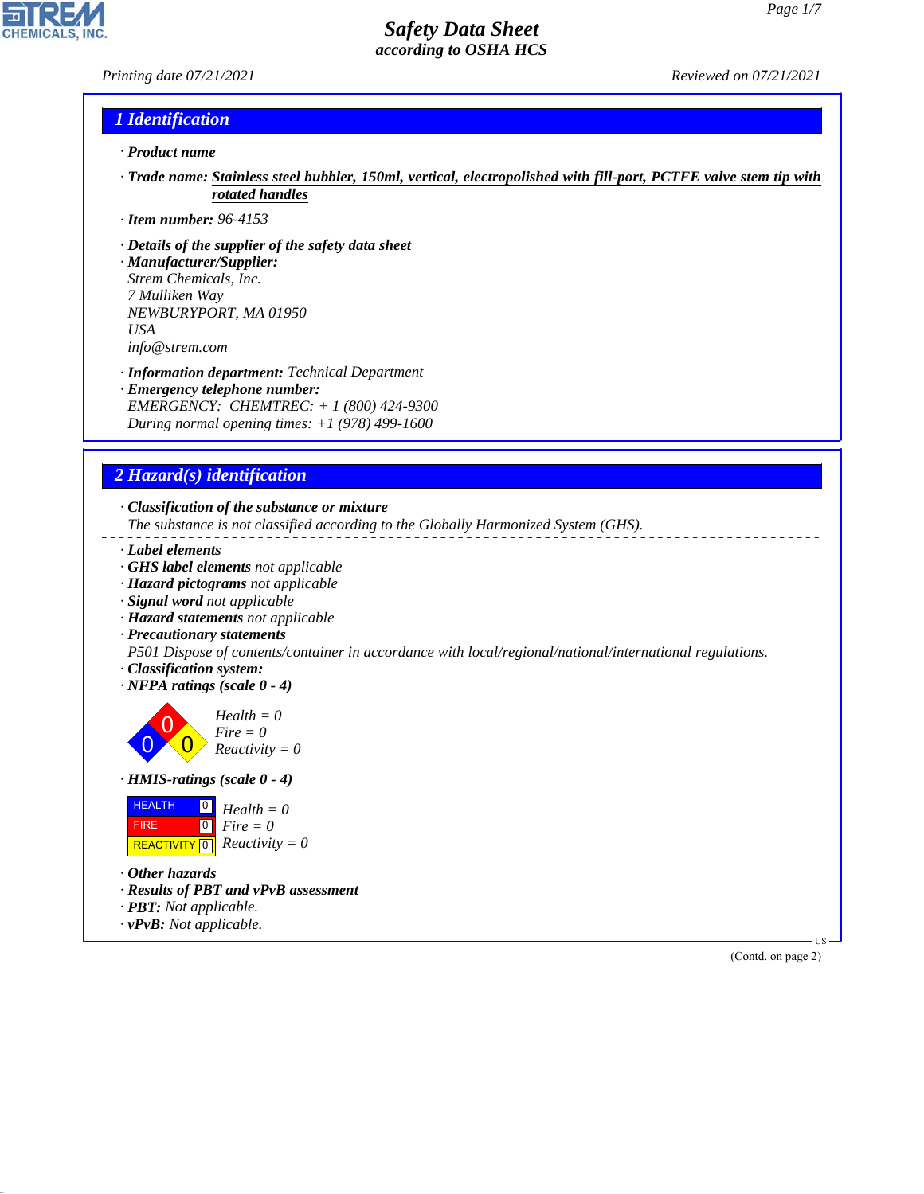# Safety Data Sheet
## according to OSHA HCS

Printing date 07/21/2021 Reviewed on 07/21/2021

## 1 Identification

· **Product name**

· **Trade name:** Stainless steel bubbler, 150ml, vertical, electropolished with fill-port, PCTFE valve stem tip with rotated handles

· **Item number:** 96-4153

· **Details of the supplier of the safety data sheet**
· **Manufacturer/Supplier:**
Strem Chemicals, Inc.
7 Mulliken Way
NEWBURYPORT, MA 01950
USA
info@strem.com

· **Information department:** Technical Department
· **Emergency telephone number:**
EMERGENCY: CHEMTREC: + 1 (800) 424-9300
During normal opening times: +1 (978) 499-1600

## 2 Hazard(s) identification

· **Classification of the substance or mixture**
The substance is not classified according to the Globally Harmonized System (GHS).

· **Label elements**
· **GHS label elements** not applicable
· **Hazard pictograms** not applicable
· **Signal word** not applicable
· **Hazard statements** not applicable
· **Precautionary statements**
P501 Dispose of contents/container in accordance with local/regional/national/international regulations.
· **Classification system:**
· **NFPA ratings (scale 0 - 4)**

Health = 0
Fire = 0
Reactivity = 0

· **HMIS-ratings (scale 0 - 4)**

| HMIS | Rating |
|---|---|
| HEALTH | 0 |
| FIRE | 0 |
| REACTIVITY | 0 |

Health = 0
Fire = 0
Reactivity = 0

· **Other hazards**
· **Results of PBT and vPvB assessment**
· **PBT:** Not applicable.
· **vPvB:** Not applicable.

(Contd. on page 2)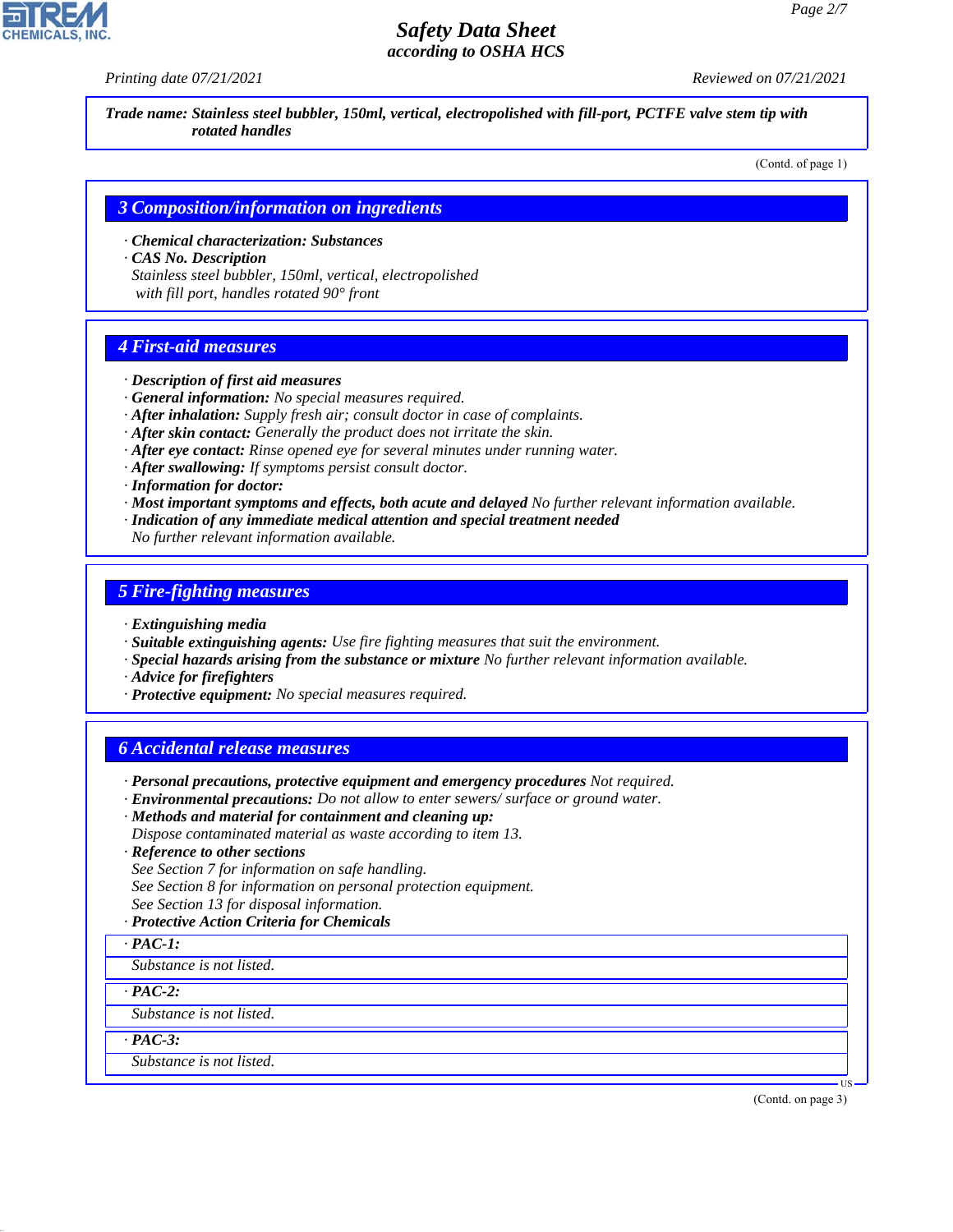Trade name: Stainless steel bubbler, 150ml, vertical, electropolished with fill-port, PCTFE valve stem tip with rotated handles

(Contd. of page 1)

## 3 Composition/information on ingredients

· **Chemical characterization: Substances**
· **CAS No. Description**
Stainless steel bubbler, 150ml, vertical, electropolished with fill port, handles rotated 90° front

## 4 First-aid measures

· **Description of first aid measures**
· **General information:** No special measures required.
· **After inhalation:** Supply fresh air; consult doctor in case of complaints.
· **After skin contact:** Generally the product does not irritate the skin.
· **After eye contact:** Rinse opened eye for several minutes under running water.
· **After swallowing:** If symptoms persist consult doctor.
· **Information for doctor:**
· **Most important symptoms and effects, both acute and delayed** No further relevant information available.
· **Indication of any immediate medical attention and special treatment needed**
No further relevant information available.

## 5 Fire-fighting measures

· **Extinguishing media**
· **Suitable extinguishing agents:** Use fire fighting measures that suit the environment.
· **Special hazards arising from the substance or mixture** No further relevant information available.
· **Advice for firefighters**
· **Protective equipment:** No special measures required.

## 6 Accidental release measures

· **Personal precautions, protective equipment and emergency procedures** Not required.
· **Environmental precautions:** Do not allow to enter sewers/ surface or ground water.
· **Methods and material for containment and cleaning up:**
Dispose contaminated material as waste according to item 13.
· **Reference to other sections**
See Section 7 for information on safe handling.
See Section 8 for information on personal protection equipment.
See Section 13 for disposal information.
· **Protective Action Criteria for Chemicals**

· **PAC-1:**
Substance is not listed.

· **PAC-2:**
Substance is not listed.

· **PAC-3:**
Substance is not listed.

(Contd. on page 3)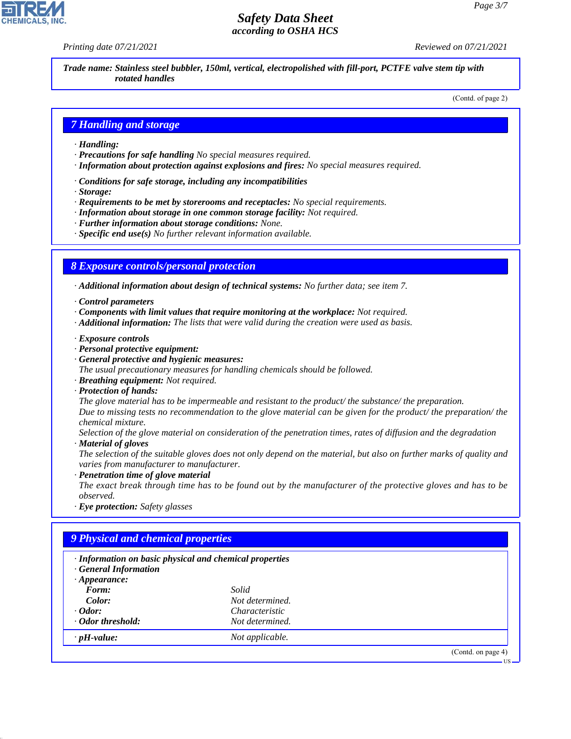Trade name: **Stainless steel bubbler, 150ml, vertical, electropolished with fill-port, PCTFE valve stem tip with rotated handles**

(Contd. of page 2)

## 7 Handling and storage

- **Handling:**
- **Precautions for safe handling** No special measures required.
- **Information about protection against explosions and fires:** No special measures required.

- **Conditions for safe storage, including any incompatibilities**
- **Storage:**
- **Requirements to be met by storerooms and receptacles:** No special requirements.
- **Information about storage in one common storage facility:** Not required.
- **Further information about storage conditions:** None.
- **Specific end use(s)** No further relevant information available.

## 8 Exposure controls/personal protection

- **Additional information about design of technical systems:** No further data; see item 7.

- **Control parameters**
- **Components with limit values that require monitoring at the workplace:** Not required.
- **Additional information:** The lists that were valid during the creation were used as basis.

- **Exposure controls**
- **Personal protective equipment:**
- **General protective and hygienic measures:**
  The usual precautionary measures for handling chemicals should be followed.
- **Breathing equipment:** Not required.
- **Protection of hands:**
  The glove material has to be impermeable and resistant to the product/ the substance/ the preparation.
  Due to missing tests no recommendation to the glove material can be given for the product/ the preparation/ the chemical mixture.
  Selection of the glove material on consideration of the penetration times, rates of diffusion and the degradation
- **Material of gloves**
  The selection of the suitable gloves does not only depend on the material, but also on further marks of quality and varies from manufacturer to manufacturer.
- **Penetration time of glove material**
  The exact break through time has to be found out by the manufacturer of the protective gloves and has to be observed.
- **Eye protection:** Safety glasses

## 9 Physical and chemical properties

- **Information on basic physical and chemical properties**
- **General Information**
- **Appearance:**

| | |
|---|---|
| **Form:** | Solid |
| **Color:** | Not determined. |
| **· Odor:** | Characteristic |
| **· Odor threshold:** | Not determined. |
| **· pH-value:** | Not applicable. |

(Contd. on page 4)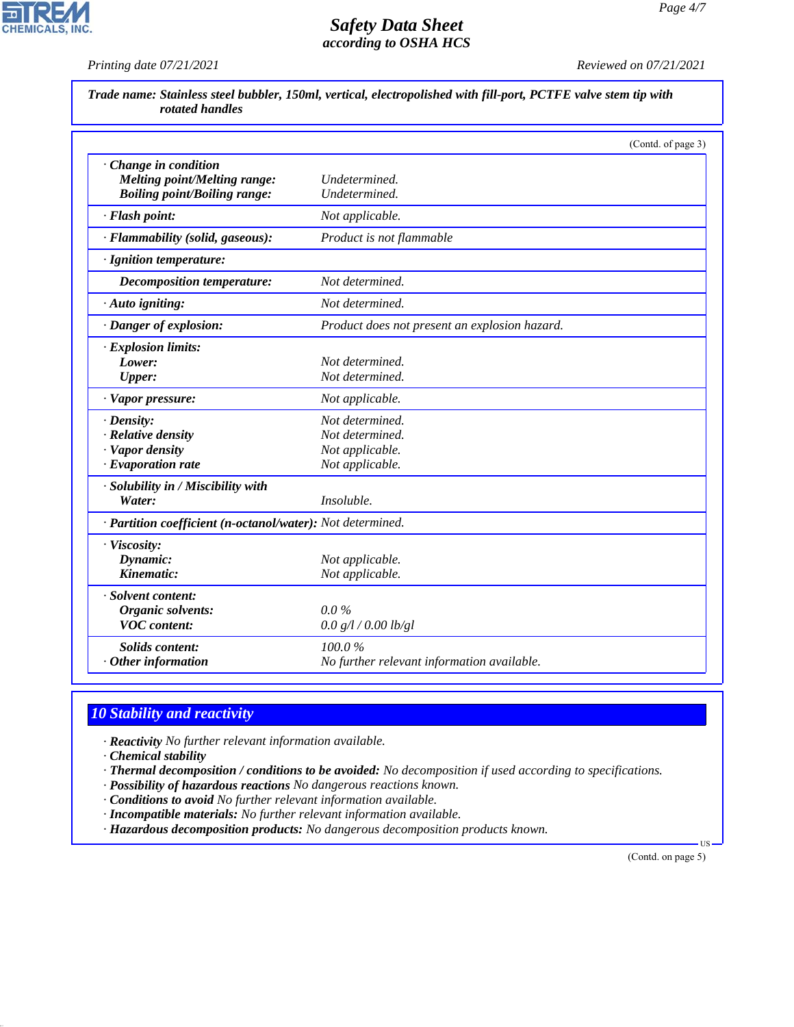**Trade name: Stainless steel bubbler, 150ml, vertical, electropolished with fill-port, PCTFE valve stem tip with rotated handles**

(Contd. of page 3)

| | |
|---|---|
| · **Change in condition** | |
| **Melting point/Melting range:** | Undetermined. |
| **Boiling point/Boiling range:** | Undetermined. |
| · **Flash point:** | Not applicable. |
| · **Flammability (solid, gaseous):** | Product is not flammable |
| · **Ignition temperature:** | |
| **Decomposition temperature:** | Not determined. |
| · **Auto igniting:** | Not determined. |
| · **Danger of explosion:** | Product does not present an explosion hazard. |
| · **Explosion limits:** | |
| **Lower:** | Not determined. |
| **Upper:** | Not determined. |
| · **Vapor pressure:** | Not applicable. |
| · **Density:** | Not determined. |
| · **Relative density** | Not determined. |
| · **Vapor density** | Not applicable. |
| · **Evaporation rate** | Not applicable. |
| · **Solubility in / Miscibility with** | |
| **Water:** | Insoluble. |
| · **Partition coefficient (n-octanol/water):** | Not determined. |
| · **Viscosity:** | |
| **Dynamic:** | Not applicable. |
| **Kinematic:** | Not applicable. |
| · **Solvent content:** | |
| **Organic solvents:** | 0.0 % |
| **VOC content:** | 0.0 g/l / 0.00 lb/gl |
| **Solids content:** | 100.0 % |
| · **Other information** | No further relevant information available. |

## 10 Stability and reactivity

· **Reactivity** No further relevant information available.
· **Chemical stability**
· **Thermal decomposition / conditions to be avoided:** No decomposition if used according to specifications.
· **Possibility of hazardous reactions** No dangerous reactions known.
· **Conditions to avoid** No further relevant information available.
· **Incompatible materials:** No further relevant information available.
· **Hazardous decomposition products:** No dangerous decomposition products known.

(Contd. on page 5)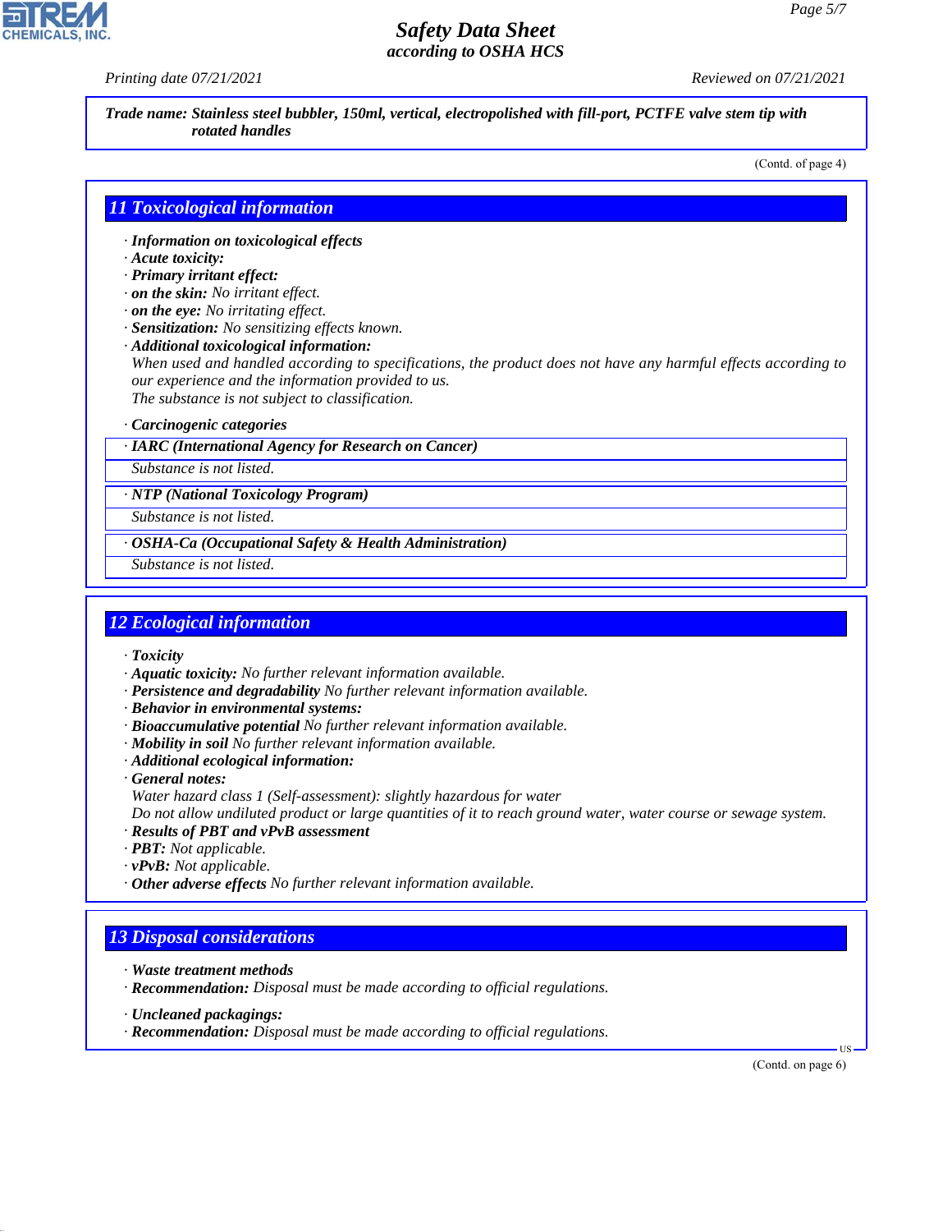Trade name: Stainless steel bubbler, 150ml, vertical, electropolished with fill-port, PCTFE valve stem tip with rotated handles

(Contd. of page 4)

## 11 Toxicological information

· **Information on toxicological effects**
· **Acute toxicity:**
· **Primary irritant effect:**
· **on the skin:** No irritant effect.
· **on the eye:** No irritating effect.
· **Sensitization:** No sensitizing effects known.
· **Additional toxicological information:**
When used and handled according to specifications, the product does not have any harmful effects according to our experience and the information provided to us.
The substance is not subject to classification.

· **Carcinogenic categories**

| · IARC (International Agency for Research on Cancer) |
|---|
| Substance is not listed. |

| · NTP (National Toxicology Program) |
|---|
| Substance is not listed. |

| · OSHA-Ca (Occupational Safety & Health Administration) |
|---|
| Substance is not listed. |

## 12 Ecological information

· **Toxicity**
· **Aquatic toxicity:** No further relevant information available.
· **Persistence and degradability** No further relevant information available.
· **Behavior in environmental systems:**
· **Bioaccumulative potential** No further relevant information available.
· **Mobility in soil** No further relevant information available.
· **Additional ecological information:**
· **General notes:**
Water hazard class 1 (Self-assessment): slightly hazardous for water
Do not allow undiluted product or large quantities of it to reach ground water, water course or sewage system.
· **Results of PBT and vPvB assessment**
· **PBT:** Not applicable.
· **vPvB:** Not applicable.
· **Other adverse effects** No further relevant information available.

## 13 Disposal considerations

· **Waste treatment methods**
· **Recommendation:** Disposal must be made according to official regulations.

· **Uncleaned packagings:**
· **Recommendation:** Disposal must be made according to official regulations.

(Contd. on page 6)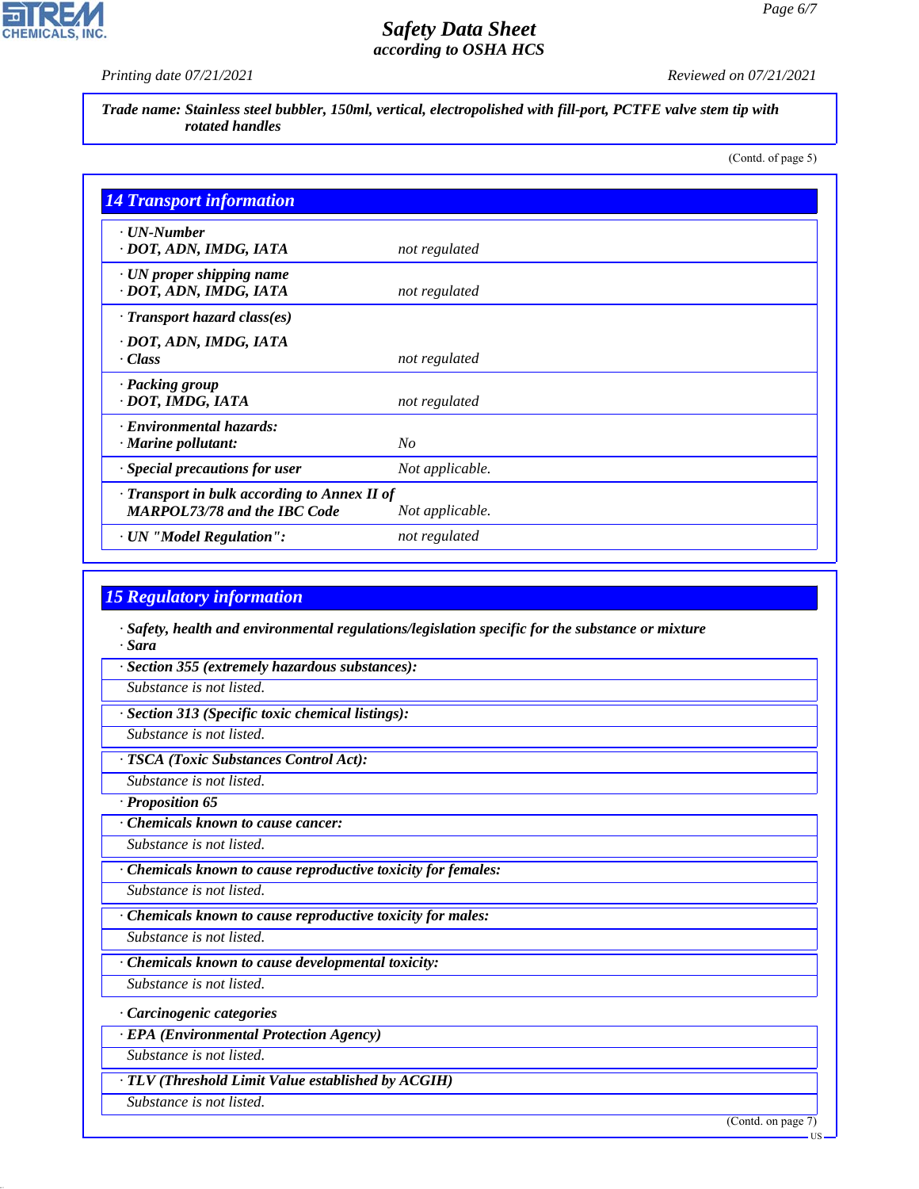**Trade name: Stainless steel bubbler, 150ml, vertical, electropolished with fill-port, PCTFE valve stem tip with rotated handles**

(Contd. of page 5)

## 14 Transport information

| | |
|---|---|
| · **UN-Number** · **DOT, ADN, IMDG, IATA** | not regulated |
| · **UN proper shipping name** · **DOT, ADN, IMDG, IATA** | not regulated |
| · **Transport hazard class(es)** · **DOT, ADN, IMDG, IATA** · **Class** | not regulated |
| · **Packing group** · **DOT, IMDG, IATA** | not regulated |
| · **Environmental hazards:** · **Marine pollutant:** | No |
| · **Special precautions for user** | Not applicable. |
| · **Transport in bulk according to Annex II of MARPOL73/78 and the IBC Code** | Not applicable. |
| · **UN "Model Regulation":** | not regulated |

## 15 Regulatory information

· **Safety, health and environmental regulations/legislation specific for the substance or mixture**
· **Sara**

· **Section 355 (extremely hazardous substances):**
Substance is not listed.

· **Section 313 (Specific toxic chemical listings):**
Substance is not listed.

· **TSCA (Toxic Substances Control Act):**
Substance is not listed.

· **Proposition 65**

· **Chemicals known to cause cancer:**
Substance is not listed.

· **Chemicals known to cause reproductive toxicity for females:**
Substance is not listed.

· **Chemicals known to cause reproductive toxicity for males:**
Substance is not listed.

· **Chemicals known to cause developmental toxicity:**
Substance is not listed.

· **Carcinogenic categories**

· **EPA (Environmental Protection Agency)**
Substance is not listed.

· **TLV (Threshold Limit Value established by ACGIH)**
Substance is not listed.

(Contd. on page 7)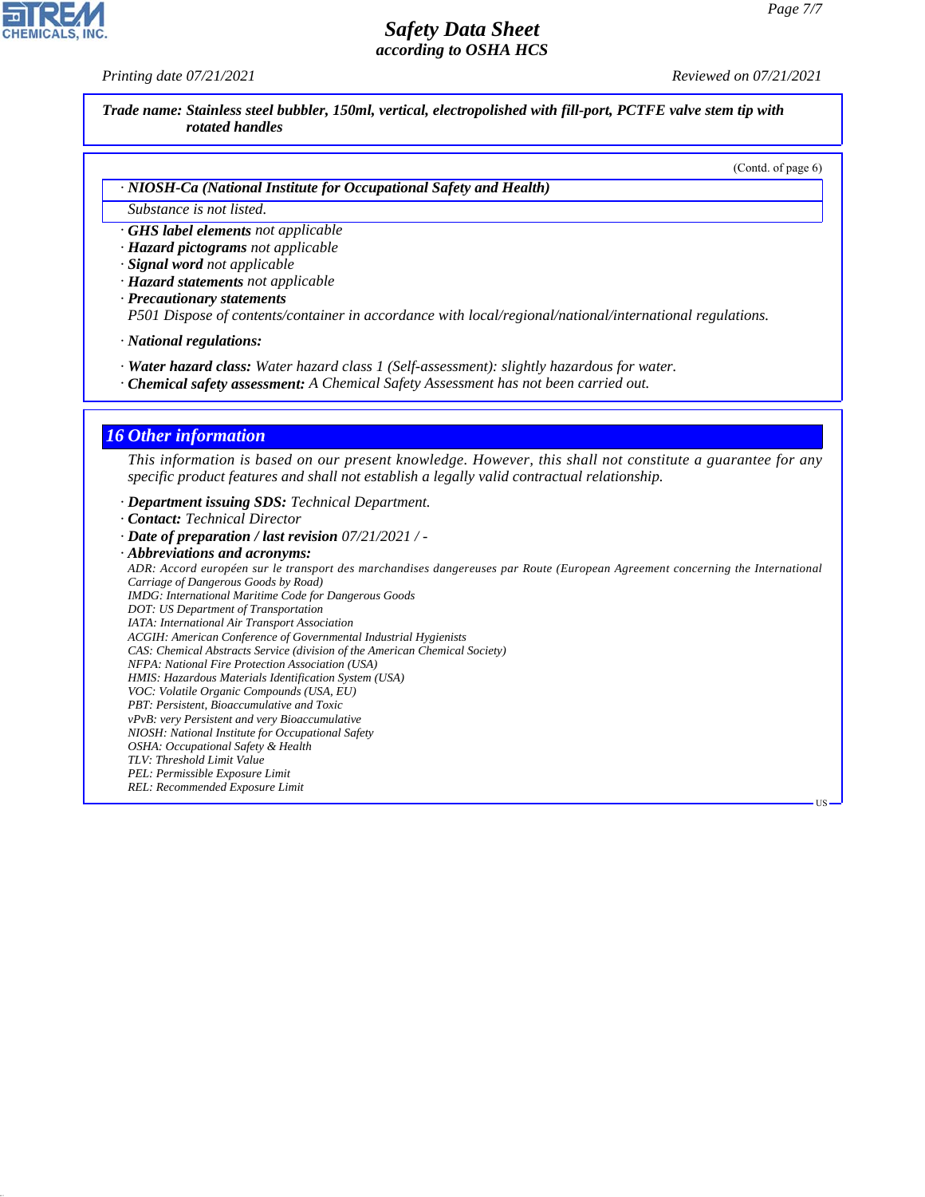**Trade name: Stainless steel bubbler, 150ml, vertical, electropolished with fill-port, PCTFE valve stem tip with rotated handles**

(Contd. of page 6)

· **NIOSH-Ca (National Institute for Occupational Safety and Health)**

Substance is not listed.

· **GHS label elements** not applicable
· **Hazard pictograms** not applicable
· **Signal word** not applicable
· **Hazard statements** not applicable
· **Precautionary statements**
P501 Dispose of contents/container in accordance with local/regional/national/international regulations.

· **National regulations:**

· **Water hazard class:** Water hazard class 1 (Self-assessment): slightly hazardous for water.
· **Chemical safety assessment:** A Chemical Safety Assessment has not been carried out.

## 16 Other information

This information is based on our present knowledge. However, this shall not constitute a guarantee for any specific product features and shall not establish a legally valid contractual relationship.

· **Department issuing SDS:** Technical Department.
· **Contact:** Technical Director
· **Date of preparation / last revision** 07/21/2021 / -
· **Abbreviations and acronyms:**
ADR: Accord européen sur le transport des marchandises dangereuses par Route (European Agreement concerning the International Carriage of Dangerous Goods by Road)
IMDG: International Maritime Code for Dangerous Goods
DOT: US Department of Transportation
IATA: International Air Transport Association
ACGIH: American Conference of Governmental Industrial Hygienists
CAS: Chemical Abstracts Service (division of the American Chemical Society)
NFPA: National Fire Protection Association (USA)
HMIS: Hazardous Materials Identification System (USA)
VOC: Volatile Organic Compounds (USA, EU)
PBT: Persistent, Bioaccumulative and Toxic
vPvB: very Persistent and very Bioaccumulative
NIOSH: National Institute for Occupational Safety
OSHA: Occupational Safety & Health
TLV: Threshold Limit Value
PEL: Permissible Exposure Limit
REL: Recommended Exposure Limit